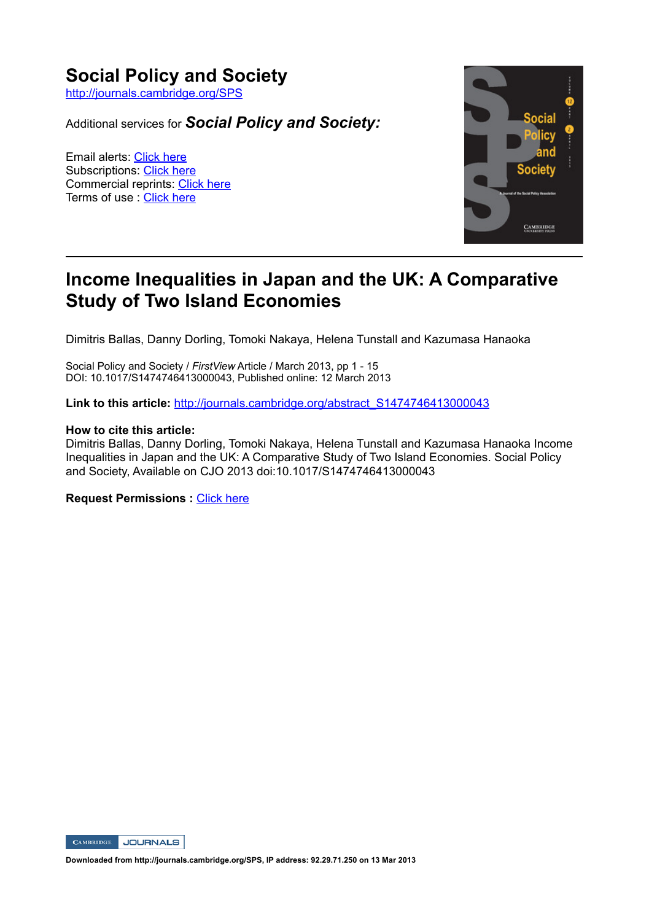# Social Policy and Society

http://journals.cambridge.org/SPS

Additional services for ***Social Policy and Society:***

Email alerts: Click here
Subscriptions: Click here
Commercial reprints: Click here
Terms of use : Click here

## Income Inequalities in Japan and the UK: A Comparative Study of Two Island Economies

Dimitris Ballas, Danny Dorling, Tomoki Nakaya, Helena Tunstall and Kazumasa Hanaoka

Social Policy and Society / *FirstView* Article / March 2013, pp 1 - 15
DOI: 10.1017/S1474746413000043, Published online: 12 March 2013

**Link to this article:** http://journals.cambridge.org/abstract_S1474746413000043

**How to cite this article:**
Dimitris Ballas, Danny Dorling, Tomoki Nakaya, Helena Tunstall and Kazumasa Hanaoka Income Inequalities in Japan and the UK: A Comparative Study of Two Island Economies. Social Policy and Society, Available on CJO 2013 doi:10.1017/S1474746413000043

**Request Permissions :** Click here

Downloaded from http://journals.cambridge.org/SPS, IP address: 92.29.71.250 on 13 Mar 2013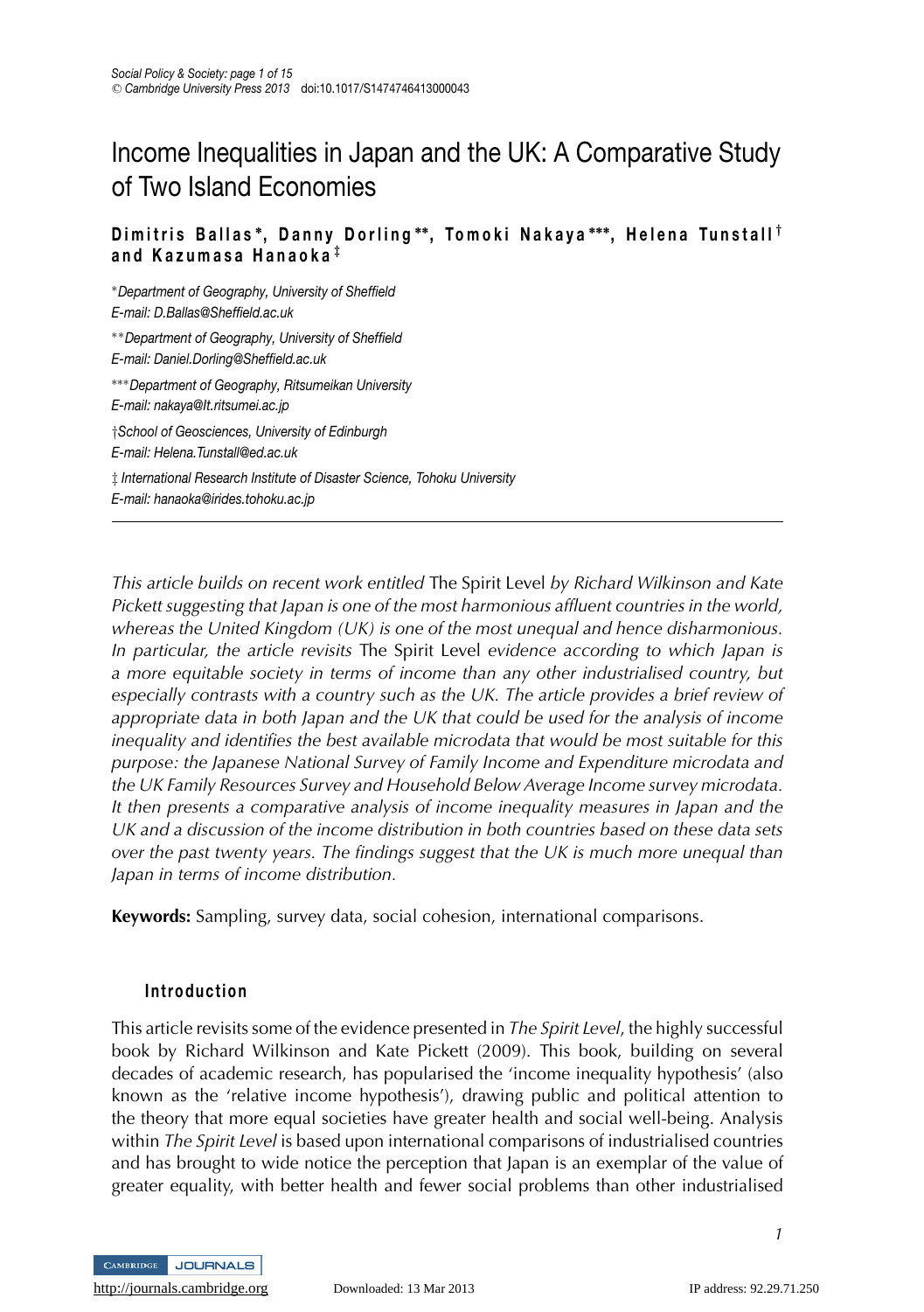# Income Inequalities in Japan and the UK: A Comparative Study of Two Island Economies

**Dimitris Ballas\*, Danny Dorling\*\*, Tomoki Nakaya\*\*\*, Helena Tunstall† and Kazumasa Hanaoka‡**

\*Department of Geography, University of Sheffield
E-mail: D.Ballas@Sheffield.ac.uk

\*\*Department of Geography, University of Sheffield
E-mail: Daniel.Dorling@Sheffield.ac.uk

\*\*\*Department of Geography, Ritsumeikan University
E-mail: nakaya@lt.ritsumei.ac.jp

†School of Geosciences, University of Edinburgh
E-mail: Helena.Tunstall@ed.ac.uk

‡ International Research Institute of Disaster Science, Tohoku University
E-mail: hanaoka@irides.tohoku.ac.jp

*This article builds on recent work entitled* The Spirit Level *by Richard Wilkinson and Kate Pickett suggesting that Japan is one of the most harmonious affluent countries in the world, whereas the United Kingdom (UK) is one of the most unequal and hence disharmonious. In particular, the article revisits* The Spirit Level *evidence according to which Japan is a more equitable society in terms of income than any other industrialised country, but especially contrasts with a country such as the UK. The article provides a brief review of appropriate data in both Japan and the UK that could be used for the analysis of income inequality and identifies the best available microdata that would be most suitable for this purpose: the Japanese National Survey of Family Income and Expenditure microdata and the UK Family Resources Survey and Household Below Average Income survey microdata. It then presents a comparative analysis of income inequality measures in Japan and the UK and a discussion of the income distribution in both countries based on these data sets over the past twenty years. The findings suggest that the UK is much more unequal than Japan in terms of income distribution.*

**Keywords:** Sampling, survey data, social cohesion, international comparisons.

## Introduction

This article revisits some of the evidence presented in *The Spirit Level*, the highly successful book by Richard Wilkinson and Kate Pickett (2009). This book, building on several decades of academic research, has popularised the 'income inequality hypothesis' (also known as the 'relative income hypothesis'), drawing public and political attention to the theory that more equal societies have greater health and social well-being. Analysis within *The Spirit Level* is based upon international comparisons of industrialised countries and has brought to wide notice the perception that Japan is an exemplar of the value of greater equality, with better health and fewer social problems than other industrialised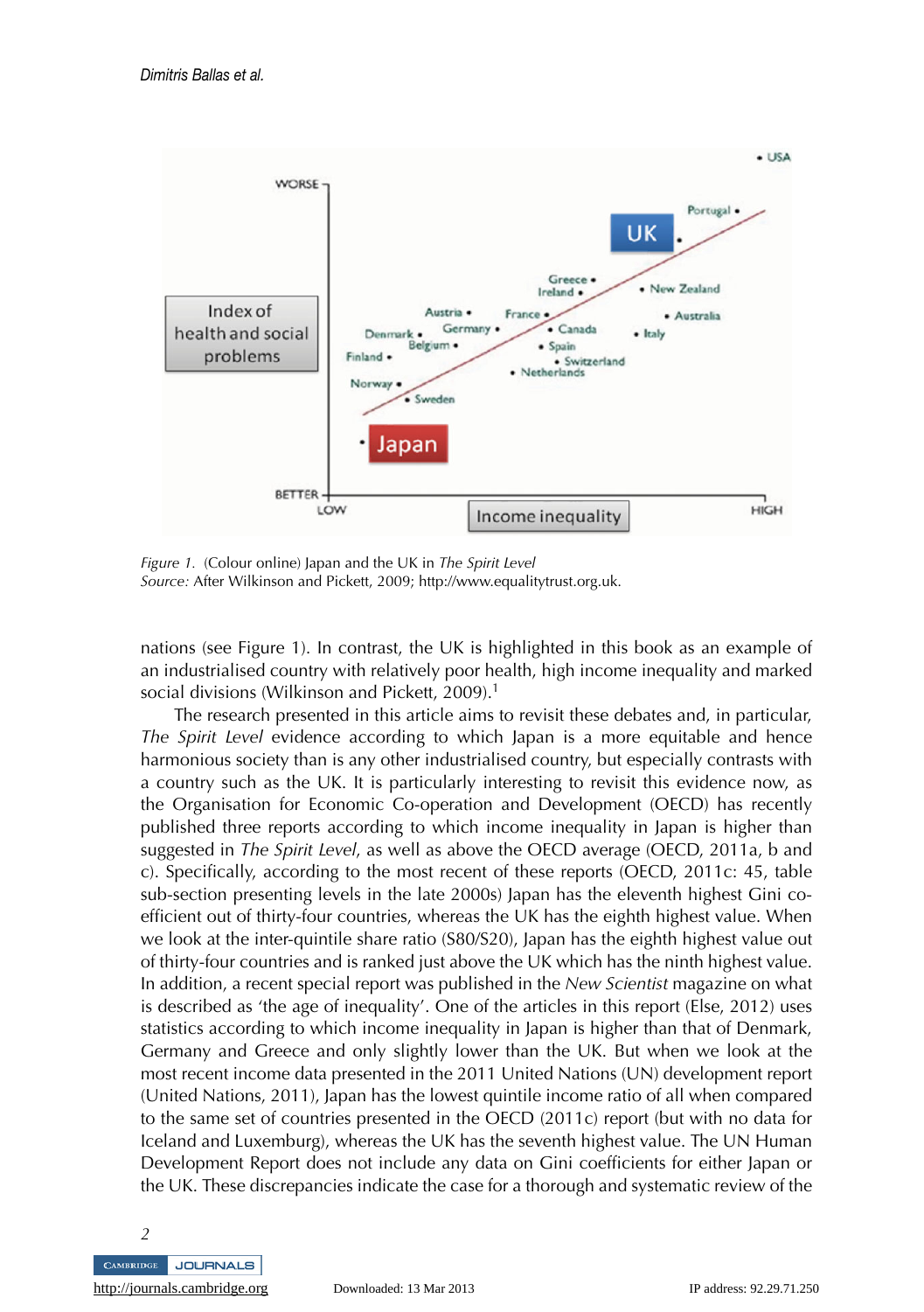*Figure 1.* (Colour online) Japan and the UK in *The Spirit Level*
*Source:* After Wilkinson and Pickett, 2009; http://www.equalitytrust.org.uk.

nations (see Figure 1). In contrast, the UK is highlighted in this book as an example of an industrialised country with relatively poor health, high income inequality and marked social divisions (Wilkinson and Pickett, 2009).[1]

The research presented in this article aims to revisit these debates and, in particular, *The Spirit Level* evidence according to which Japan is a more equitable and hence harmonious society than is any other industrialised country, but especially contrasts with a country such as the UK. It is particularly interesting to revisit this evidence now, as the Organisation for Economic Co-operation and Development (OECD) has recently published three reports according to which income inequality in Japan is higher than suggested in *The Spirit Level*, as well as above the OECD average (OECD, 2011a, b and c). Specifically, according to the most recent of these reports (OECD, 2011c: 45, table sub-section presenting levels in the late 2000s) Japan has the eleventh highest Gini co-efficient out of thirty-four countries, whereas the UK has the eighth highest value. When we look at the inter-quintile share ratio (S80/S20), Japan has the eighth highest value out of thirty-four countries and is ranked just above the UK which has the ninth highest value. In addition, a recent special report was published in the *New Scientist* magazine on what is described as 'the age of inequality'. One of the articles in this report (Else, 2012) uses statistics according to which income inequality in Japan is higher than that of Denmark, Germany and Greece and only slightly lower than the UK. But when we look at the most recent income data presented in the 2011 United Nations (UN) development report (United Nations, 2011), Japan has the lowest quintile income ratio of all when compared to the same set of countries presented in the OECD (2011c) report (but with no data for Iceland and Luxemburg), whereas the UK has the seventh highest value. The UN Human Development Report does not include any data on Gini coefficients for either Japan or the UK. These discrepancies indicate the case for a thorough and systematic review of the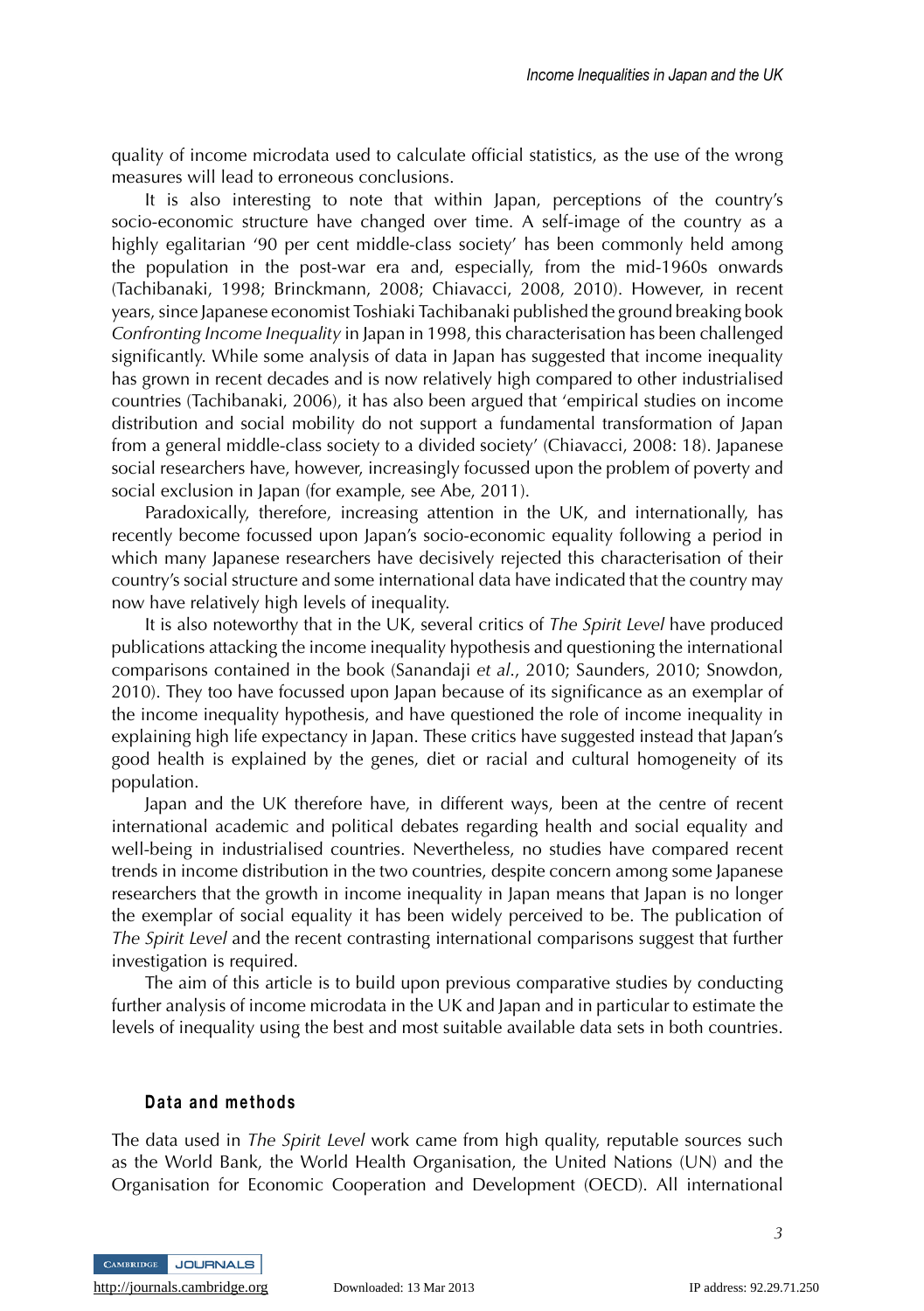quality of income microdata used to calculate official statistics, as the use of the wrong measures will lead to erroneous conclusions.

It is also interesting to note that within Japan, perceptions of the country's socio-economic structure have changed over time. A self-image of the country as a highly egalitarian '90 per cent middle-class society' has been commonly held among the population in the post-war era and, especially, from the mid-1960s onwards (Tachibanaki, 1998; Brinckmann, 2008; Chiavacci, 2008, 2010). However, in recent years, since Japanese economist Toshiaki Tachibanaki published the ground breaking book *Confronting Income Inequality* in Japan in 1998, this characterisation has been challenged significantly. While some analysis of data in Japan has suggested that income inequality has grown in recent decades and is now relatively high compared to other industrialised countries (Tachibanaki, 2006), it has also been argued that 'empirical studies on income distribution and social mobility do not support a fundamental transformation of Japan from a general middle-class society to a divided society' (Chiavacci, 2008: 18). Japanese social researchers have, however, increasingly focussed upon the problem of poverty and social exclusion in Japan (for example, see Abe, 2011).

Paradoxically, therefore, increasing attention in the UK, and internationally, has recently become focussed upon Japan's socio-economic equality following a period in which many Japanese researchers have decisively rejected this characterisation of their country's social structure and some international data have indicated that the country may now have relatively high levels of inequality.

It is also noteworthy that in the UK, several critics of *The Spirit Level* have produced publications attacking the income inequality hypothesis and questioning the international comparisons contained in the book (Sanandaji *et al.*, 2010; Saunders, 2010; Snowdon, 2010). They too have focussed upon Japan because of its significance as an exemplar of the income inequality hypothesis, and have questioned the role of income inequality in explaining high life expectancy in Japan. These critics have suggested instead that Japan's good health is explained by the genes, diet or racial and cultural homogeneity of its population.

Japan and the UK therefore have, in different ways, been at the centre of recent international academic and political debates regarding health and social equality and well-being in industrialised countries. Nevertheless, no studies have compared recent trends in income distribution in the two countries, despite concern among some Japanese researchers that the growth in income inequality in Japan means that Japan is no longer the exemplar of social equality it has been widely perceived to be. The publication of *The Spirit Level* and the recent contrasting international comparisons suggest that further investigation is required.

The aim of this article is to build upon previous comparative studies by conducting further analysis of income microdata in the UK and Japan and in particular to estimate the levels of inequality using the best and most suitable available data sets in both countries.

## Data and methods

The data used in *The Spirit Level* work came from high quality, reputable sources such as the World Bank, the World Health Organisation, the United Nations (UN) and the Organisation for Economic Cooperation and Development (OECD). All international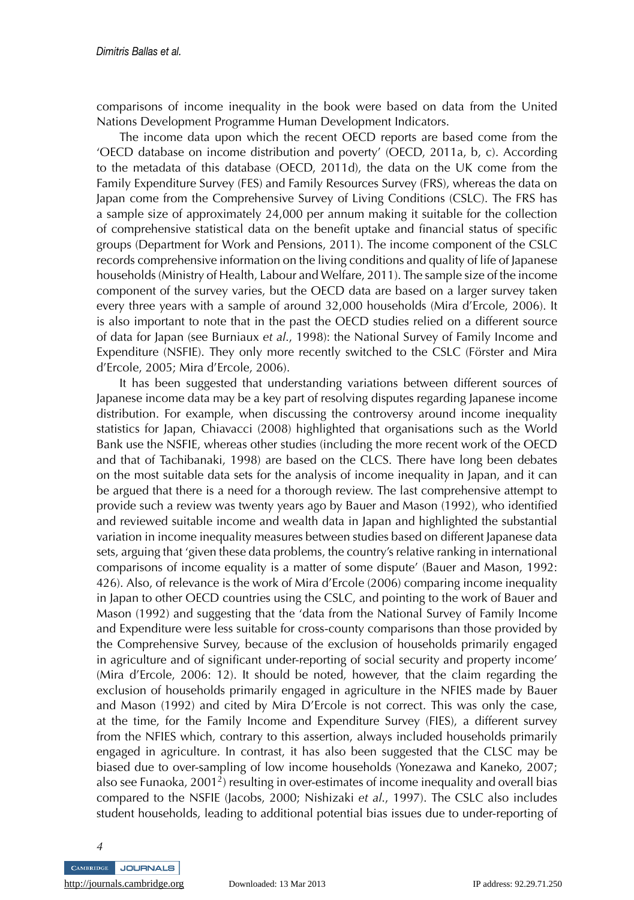comparisons of income inequality in the book were based on data from the United Nations Development Programme Human Development Indicators.

The income data upon which the recent OECD reports are based come from the 'OECD database on income distribution and poverty' (OECD, 2011a, b, c). According to the metadata of this database (OECD, 2011d), the data on the UK come from the Family Expenditure Survey (FES) and Family Resources Survey (FRS), whereas the data on Japan come from the Comprehensive Survey of Living Conditions (CSLC). The FRS has a sample size of approximately 24,000 per annum making it suitable for the collection of comprehensive statistical data on the benefit uptake and financial status of specific groups (Department for Work and Pensions, 2011). The income component of the CSLC records comprehensive information on the living conditions and quality of life of Japanese households (Ministry of Health, Labour and Welfare, 2011). The sample size of the income component of the survey varies, but the OECD data are based on a larger survey taken every three years with a sample of around 32,000 households (Mira d'Ercole, 2006). It is also important to note that in the past the OECD studies relied on a different source of data for Japan (see Burniaux *et al.*, 1998): the National Survey of Family Income and Expenditure (NSFIE). They only more recently switched to the CSLC (Förster and Mira d'Ercole, 2005; Mira d'Ercole, 2006).

It has been suggested that understanding variations between different sources of Japanese income data may be a key part of resolving disputes regarding Japanese income distribution. For example, when discussing the controversy around income inequality statistics for Japan, Chiavacci (2008) highlighted that organisations such as the World Bank use the NSFIE, whereas other studies (including the more recent work of the OECD and that of Tachibanaki, 1998) are based on the CLCS. There have long been debates on the most suitable data sets for the analysis of income inequality in Japan, and it can be argued that there is a need for a thorough review. The last comprehensive attempt to provide such a review was twenty years ago by Bauer and Mason (1992), who identified and reviewed suitable income and wealth data in Japan and highlighted the substantial variation in income inequality measures between studies based on different Japanese data sets, arguing that 'given these data problems, the country's relative ranking in international comparisons of income equality is a matter of some dispute' (Bauer and Mason, 1992: 426). Also, of relevance is the work of Mira d'Ercole (2006) comparing income inequality in Japan to other OECD countries using the CSLC, and pointing to the work of Bauer and Mason (1992) and suggesting that the 'data from the National Survey of Family Income and Expenditure were less suitable for cross-county comparisons than those provided by the Comprehensive Survey, because of the exclusion of households primarily engaged in agriculture and of significant under-reporting of social security and property income' (Mira d'Ercole, 2006: 12). It should be noted, however, that the claim regarding the exclusion of households primarily engaged in agriculture in the NFIES made by Bauer and Mason (1992) and cited by Mira D'Ercole is not correct. This was only the case, at the time, for the Family Income and Expenditure Survey (FIES), a different survey from the NFIES which, contrary to this assertion, always included households primarily engaged in agriculture. In contrast, it has also been suggested that the CLSC may be biased due to over-sampling of low income households (Yonezawa and Kaneko, 2007; also see Funaoka, 2001[2]) resulting in over-estimates of income inequality and overall bias compared to the NSFIE (Jacobs, 2000; Nishizaki *et al.*, 1997). The CSLC also includes student households, leading to additional potential bias issues due to under-reporting of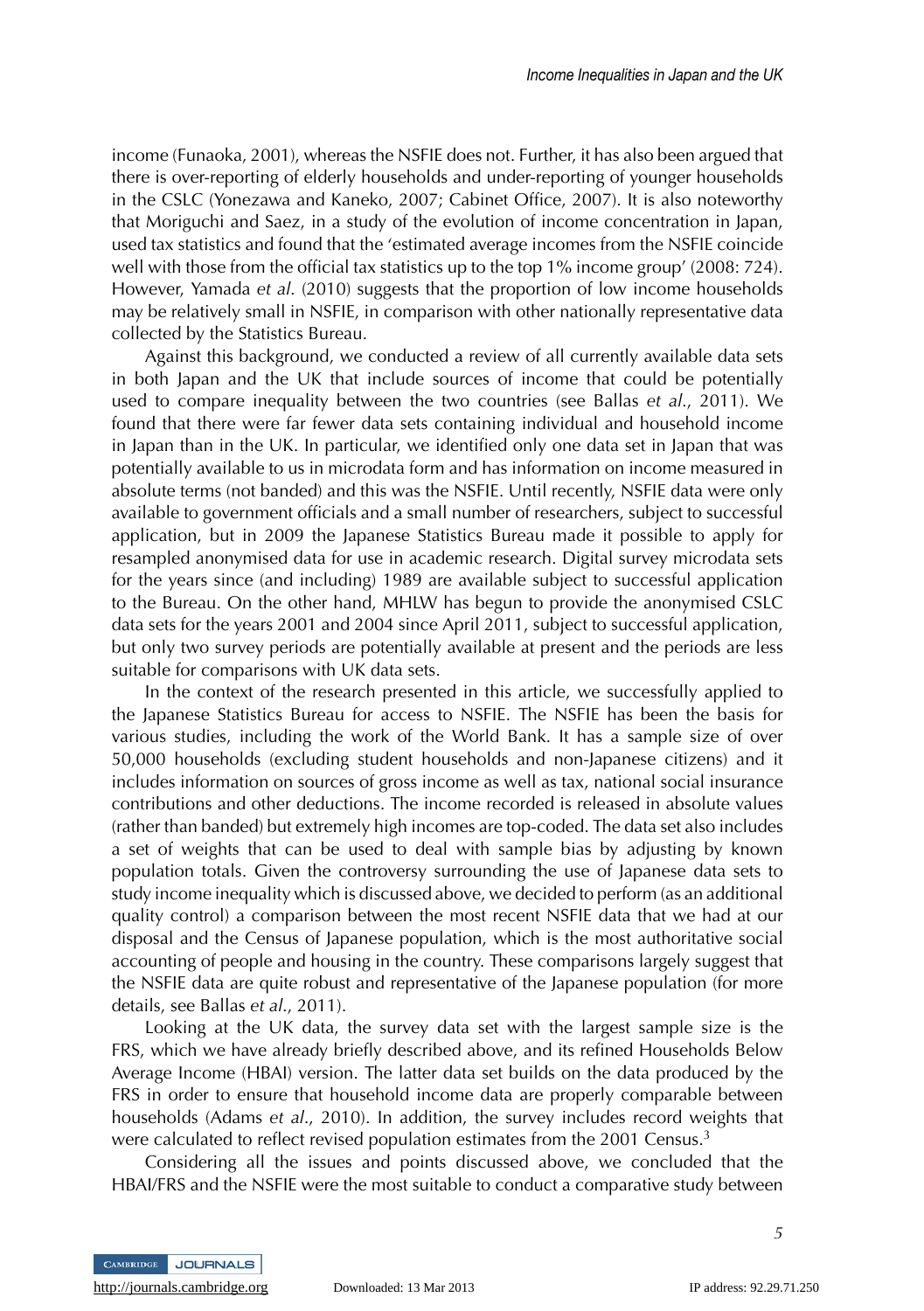income (Funaoka, 2001), whereas the NSFIE does not. Further, it has also been argued that there is over-reporting of elderly households and under-reporting of younger households in the CSLC (Yonezawa and Kaneko, 2007; Cabinet Office, 2007). It is also noteworthy that Moriguchi and Saez, in a study of the evolution of income concentration in Japan, used tax statistics and found that the 'estimated average incomes from the NSFIE coincide well with those from the official tax statistics up to the top 1% income group' (2008: 724). However, Yamada *et al*. (2010) suggests that the proportion of low income households may be relatively small in NSFIE, in comparison with other nationally representative data collected by the Statistics Bureau.

Against this background, we conducted a review of all currently available data sets in both Japan and the UK that include sources of income that could be potentially used to compare inequality between the two countries (see Ballas *et al*., 2011). We found that there were far fewer data sets containing individual and household income in Japan than in the UK. In particular, we identified only one data set in Japan that was potentially available to us in microdata form and has information on income measured in absolute terms (not banded) and this was the NSFIE. Until recently, NSFIE data were only available to government officials and a small number of researchers, subject to successful application, but in 2009 the Japanese Statistics Bureau made it possible to apply for resampled anonymised data for use in academic research. Digital survey microdata sets for the years since (and including) 1989 are available subject to successful application to the Bureau. On the other hand, MHLW has begun to provide the anonymised CSLC data sets for the years 2001 and 2004 since April 2011, subject to successful application, but only two survey periods are potentially available at present and the periods are less suitable for comparisons with UK data sets.

In the context of the research presented in this article, we successfully applied to the Japanese Statistics Bureau for access to NSFIE. The NSFIE has been the basis for various studies, including the work of the World Bank. It has a sample size of over 50,000 households (excluding student households and non-Japanese citizens) and it includes information on sources of gross income as well as tax, national social insurance contributions and other deductions. The income recorded is released in absolute values (rather than banded) but extremely high incomes are top-coded. The data set also includes a set of weights that can be used to deal with sample bias by adjusting by known population totals. Given the controversy surrounding the use of Japanese data sets to study income inequality which is discussed above, we decided to perform (as an additional quality control) a comparison between the most recent NSFIE data that we had at our disposal and the Census of Japanese population, which is the most authoritative social accounting of people and housing in the country. These comparisons largely suggest that the NSFIE data are quite robust and representative of the Japanese population (for more details, see Ballas *et al*., 2011).

Looking at the UK data, the survey data set with the largest sample size is the FRS, which we have already briefly described above, and its refined Households Below Average Income (HBAI) version. The latter data set builds on the data produced by the FRS in order to ensure that household income data are properly comparable between households (Adams *et al*., 2010). In addition, the survey includes record weights that were calculated to reflect revised population estimates from the 2001 Census.[3]

Considering all the issues and points discussed above, we concluded that the HBAI/FRS and the NSFIE were the most suitable to conduct a comparative study between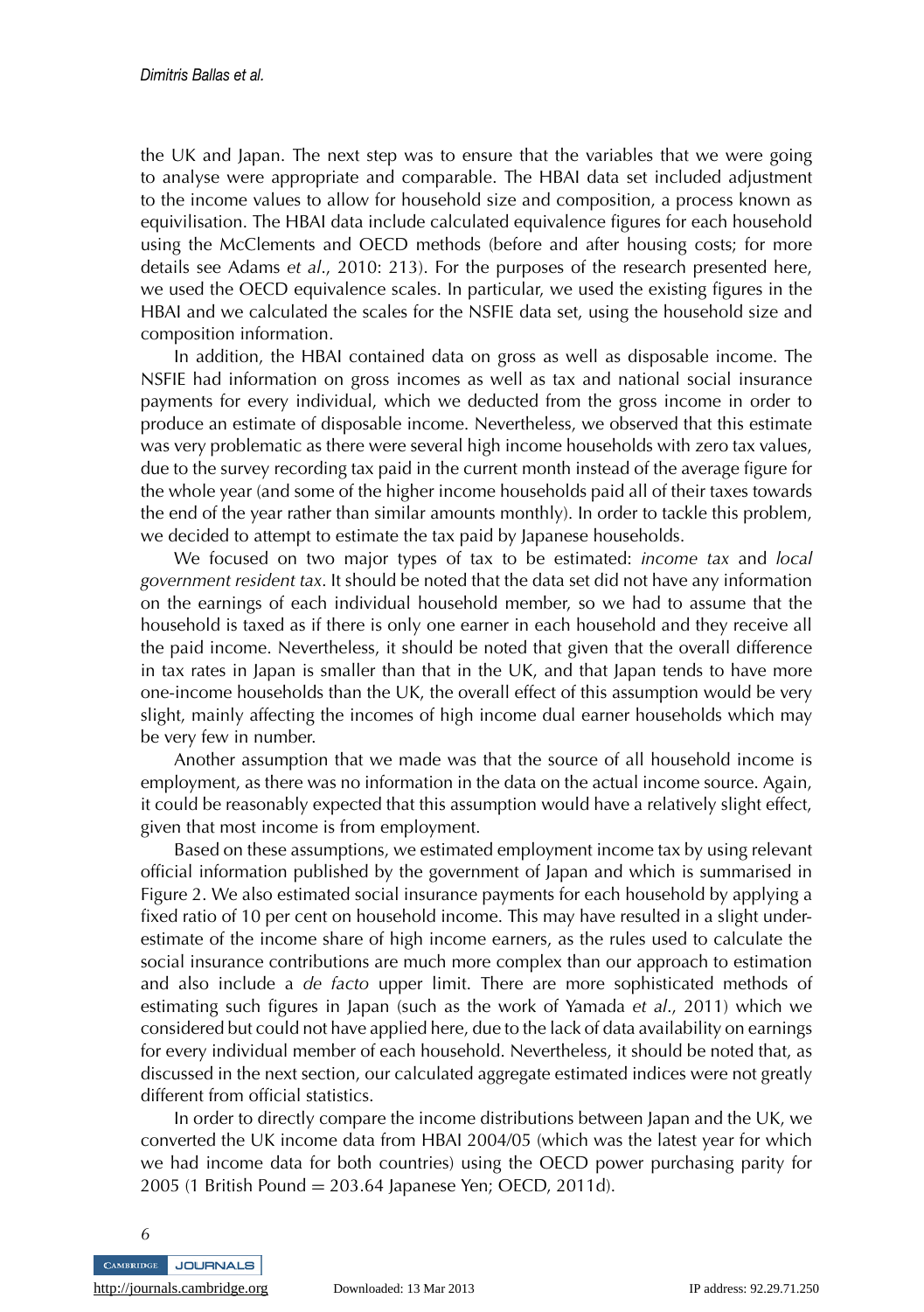the UK and Japan. The next step was to ensure that the variables that we were going to analyse were appropriate and comparable. The HBAI data set included adjustment to the income values to allow for household size and composition, a process known as equivilisation. The HBAI data include calculated equivalence figures for each household using the McClements and OECD methods (before and after housing costs; for more details see Adams *et al*., 2010: 213). For the purposes of the research presented here, we used the OECD equivalence scales. In particular, we used the existing figures in the HBAI and we calculated the scales for the NSFIE data set, using the household size and composition information.

In addition, the HBAI contained data on gross as well as disposable income. The NSFIE had information on gross incomes as well as tax and national social insurance payments for every individual, which we deducted from the gross income in order to produce an estimate of disposable income. Nevertheless, we observed that this estimate was very problematic as there were several high income households with zero tax values, due to the survey recording tax paid in the current month instead of the average figure for the whole year (and some of the higher income households paid all of their taxes towards the end of the year rather than similar amounts monthly). In order to tackle this problem, we decided to attempt to estimate the tax paid by Japanese households.

We focused on two major types of tax to be estimated: *income tax* and *local government resident tax*. It should be noted that the data set did not have any information on the earnings of each individual household member, so we had to assume that the household is taxed as if there is only one earner in each household and they receive all the paid income. Nevertheless, it should be noted that given that the overall difference in tax rates in Japan is smaller than that in the UK, and that Japan tends to have more one-income households than the UK, the overall effect of this assumption would be very slight, mainly affecting the incomes of high income dual earner households which may be very few in number.

Another assumption that we made was that the source of all household income is employment, as there was no information in the data on the actual income source. Again, it could be reasonably expected that this assumption would have a relatively slight effect, given that most income is from employment.

Based on these assumptions, we estimated employment income tax by using relevant official information published by the government of Japan and which is summarised in Figure 2. We also estimated social insurance payments for each household by applying a fixed ratio of 10 per cent on household income. This may have resulted in a slight under-estimate of the income share of high income earners, as the rules used to calculate the social insurance contributions are much more complex than our approach to estimation and also include a *de facto* upper limit. There are more sophisticated methods of estimating such figures in Japan (such as the work of Yamada *et al*., 2011) which we considered but could not have applied here, due to the lack of data availability on earnings for every individual member of each household. Nevertheless, it should be noted that, as discussed in the next section, our calculated aggregate estimated indices were not greatly different from official statistics.

In order to directly compare the income distributions between Japan and the UK, we converted the UK income data from HBAI 2004/05 (which was the latest year for which we had income data for both countries) using the OECD power purchasing parity for 2005 (1 British Pound = 203.64 Japanese Yen; OECD, 2011d).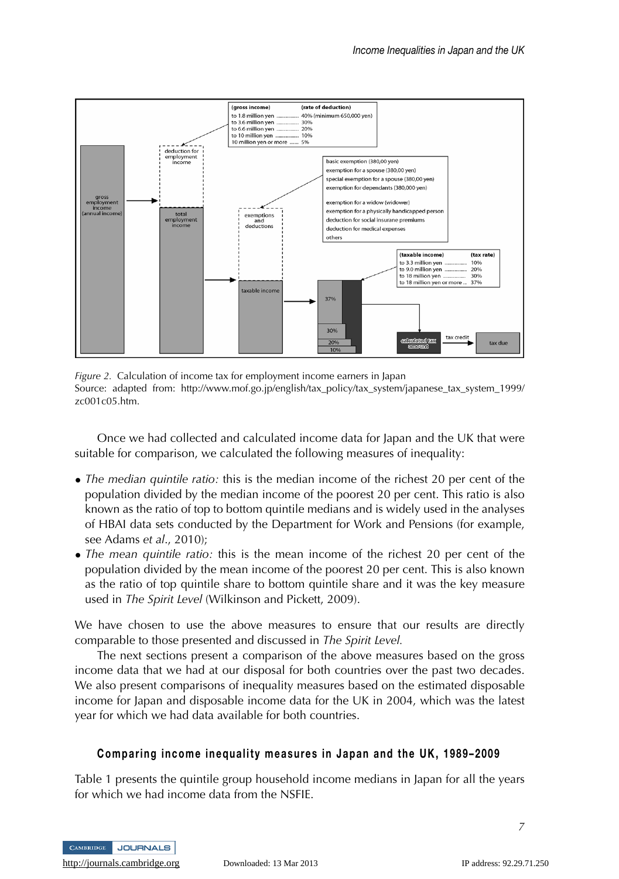*Figure 2.* Calculation of income tax for employment income earners in Japan
Source: adapted from: http://www.mof.go.jp/english/tax_policy/tax_system/japanese_tax_system_1999/zc001c05.htm.

Once we had collected and calculated income data for Japan and the UK that were suitable for comparison, we calculated the following measures of inequality:

- *The median quintile ratio:* this is the median income of the richest 20 per cent of the population divided by the median income of the poorest 20 per cent. This ratio is also known as the ratio of top to bottom quintile medians and is widely used in the analyses of HBAI data sets conducted by the Department for Work and Pensions (for example, see Adams *et al.*, 2010);
- *The mean quintile ratio:* this is the mean income of the richest 20 per cent of the population divided by the mean income of the poorest 20 per cent. This is also known as the ratio of top quintile share to bottom quintile share and it was the key measure used in *The Spirit Level* (Wilkinson and Pickett, 2009).

We have chosen to use the above measures to ensure that our results are directly comparable to those presented and discussed in *The Spirit Level.*

The next sections present a comparison of the above measures based on the gross income data that we had at our disposal for both countries over the past two decades. We also present comparisons of inequality measures based on the estimated disposable income for Japan and disposable income data for the UK in 2004, which was the latest year for which we had data available for both countries.

## Comparing income inequality measures in Japan and the UK, 1989–2009

Table 1 presents the quintile group household income medians in Japan for all the years for which we had income data from the NSFIE.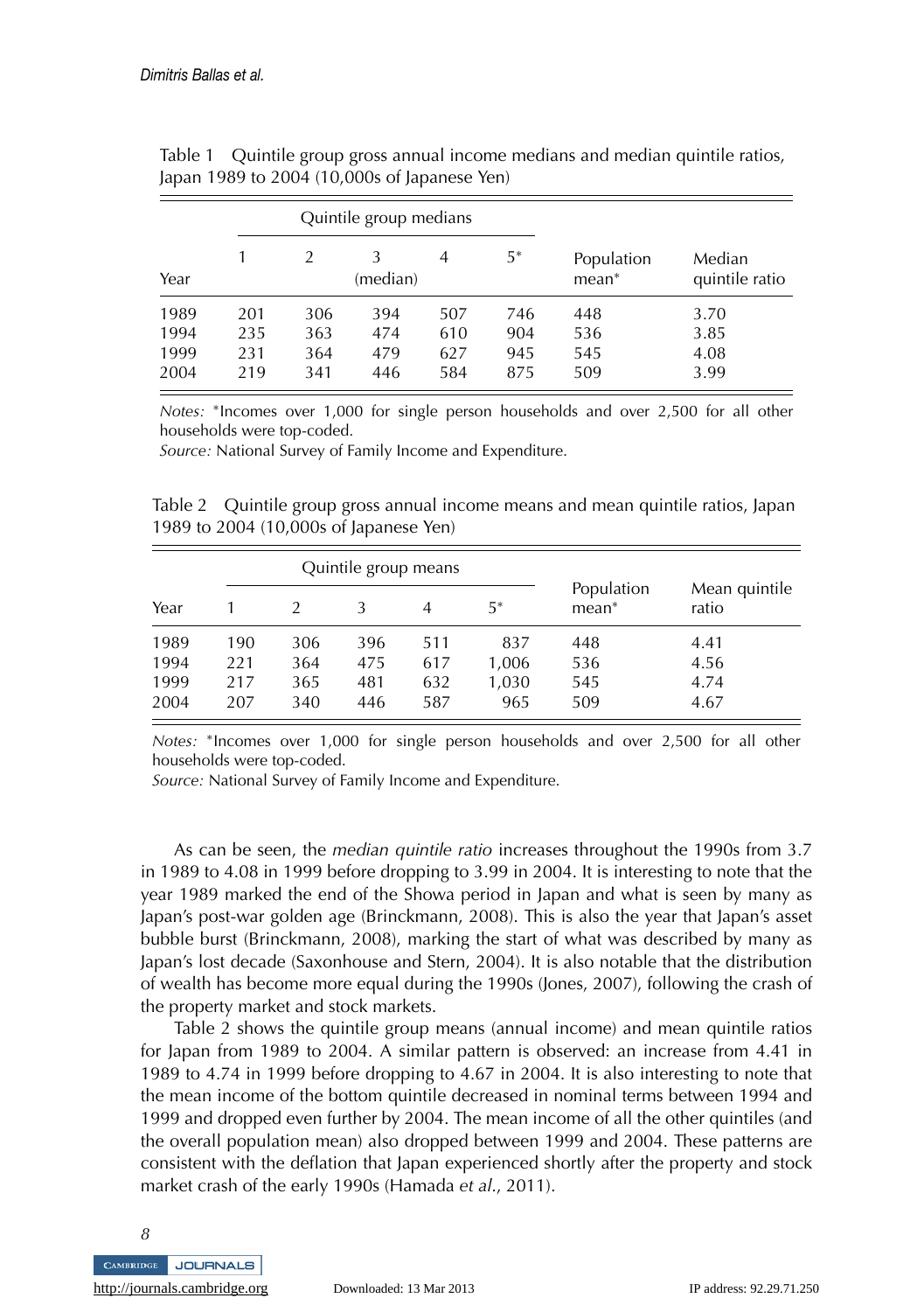Table 1 Quintile group gross annual income medians and median quintile ratios, Japan 1989 to 2004 (10,000s of Japanese Yen)

| Year | Quintile group medians | | | | | Population mean* | Median quintile ratio |
|---|---|---|---|---|---|---|---|
| | 1 | 2 | 3 (median) | 4 | 5* | | |
| 1989 | 201 | 306 | 394 | 507 | 746 | 448 | 3.70 |
| 1994 | 235 | 363 | 474 | 610 | 904 | 536 | 3.85 |
| 1999 | 231 | 364 | 479 | 627 | 945 | 545 | 4.08 |
| 2004 | 219 | 341 | 446 | 584 | 875 | 509 | 3.99 |

*Notes:* *Incomes over 1,000 for single person households and over 2,500 for all other households were top-coded.
*Source:* National Survey of Family Income and Expenditure.

Table 2 Quintile group gross annual income means and mean quintile ratios, Japan 1989 to 2004 (10,000s of Japanese Yen)

| Year | Quintile group means | | | | | Population mean* | Mean quintile ratio |
|---|---|---|---|---|---|---|---|
| | 1 | 2 | 3 | 4 | 5* | | |
| 1989 | 190 | 306 | 396 | 511 | 837 | 448 | 4.41 |
| 1994 | 221 | 364 | 475 | 617 | 1,006 | 536 | 4.56 |
| 1999 | 217 | 365 | 481 | 632 | 1,030 | 545 | 4.74 |
| 2004 | 207 | 340 | 446 | 587 | 965 | 509 | 4.67 |

*Notes:* *Incomes over 1,000 for single person households and over 2,500 for all other households were top-coded.
*Source:* National Survey of Family Income and Expenditure.

As can be seen, the *median quintile ratio* increases throughout the 1990s from 3.7 in 1989 to 4.08 in 1999 before dropping to 3.99 in 2004. It is interesting to note that the year 1989 marked the end of the Showa period in Japan and what is seen by many as Japan's post-war golden age (Brinckmann, 2008). This is also the year that Japan's asset bubble burst (Brinckmann, 2008), marking the start of what was described by many as Japan's lost decade (Saxonhouse and Stern, 2004). It is also notable that the distribution of wealth has become more equal during the 1990s (Jones, 2007), following the crash of the property market and stock markets.

Table 2 shows the quintile group means (annual income) and mean quintile ratios for Japan from 1989 to 2004. A similar pattern is observed: an increase from 4.41 in 1989 to 4.74 in 1999 before dropping to 4.67 in 2004. It is also interesting to note that the mean income of the bottom quintile decreased in nominal terms between 1994 and 1999 and dropped even further by 2004. The mean income of all the other quintiles (and the overall population mean) also dropped between 1999 and 2004. These patterns are consistent with the deflation that Japan experienced shortly after the property and stock market crash of the early 1990s (Hamada *et al.*, 2011).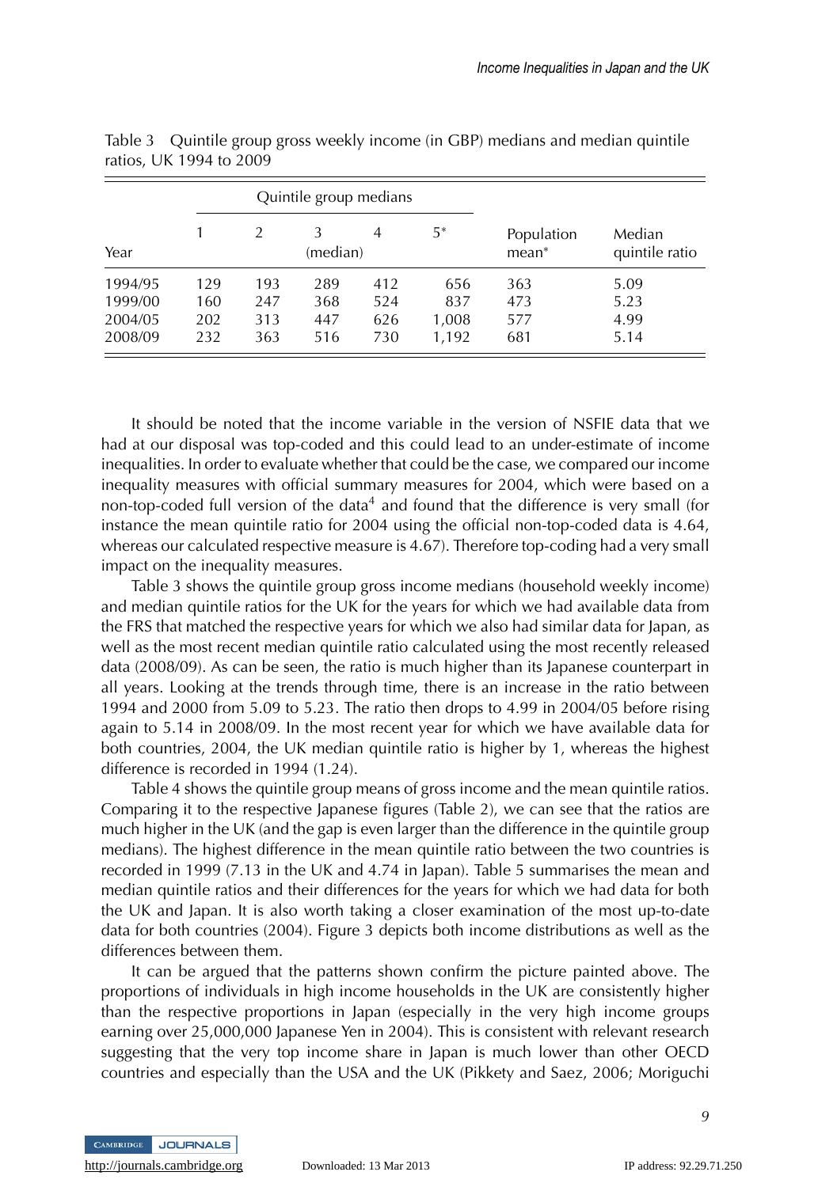Table 3 Quintile group gross weekly income (in GBP) medians and median quintile ratios, UK 1994 to 2009

| | Quintile group medians | | | | | | |
|---|---|---|---|---|---|---|---|
| Year | 1 | 2 | 3 (median) | 4 | 5* | Population mean* | Median quintile ratio |
| 1994/95 | 129 | 193 | 289 | 412 | 656 | 363 | 5.09 |
| 1999/00 | 160 | 247 | 368 | 524 | 837 | 473 | 5.23 |
| 2004/05 | 202 | 313 | 447 | 626 | 1,008 | 577 | 4.99 |
| 2008/09 | 232 | 363 | 516 | 730 | 1,192 | 681 | 5.14 |

It should be noted that the income variable in the version of NSFIE data that we had at our disposal was top-coded and this could lead to an under-estimate of income inequalities. In order to evaluate whether that could be the case, we compared our income inequality measures with official summary measures for 2004, which were based on a non-top-coded full version of the data[4] and found that the difference is very small (for instance the mean quintile ratio for 2004 using the official non-top-coded data is 4.64, whereas our calculated respective measure is 4.67). Therefore top-coding had a very small impact on the inequality measures.

Table 3 shows the quintile group gross income medians (household weekly income) and median quintile ratios for the UK for the years for which we had available data from the FRS that matched the respective years for which we also had similar data for Japan, as well as the most recent median quintile ratio calculated using the most recently released data (2008/09). As can be seen, the ratio is much higher than its Japanese counterpart in all years. Looking at the trends through time, there is an increase in the ratio between 1994 and 2000 from 5.09 to 5.23. The ratio then drops to 4.99 in 2004/05 before rising again to 5.14 in 2008/09. In the most recent year for which we have available data for both countries, 2004, the UK median quintile ratio is higher by 1, whereas the highest difference is recorded in 1994 (1.24).

Table 4 shows the quintile group means of gross income and the mean quintile ratios. Comparing it to the respective Japanese figures (Table 2), we can see that the ratios are much higher in the UK (and the gap is even larger than the difference in the quintile group medians). The highest difference in the mean quintile ratio between the two countries is recorded in 1999 (7.13 in the UK and 4.74 in Japan). Table 5 summarises the mean and median quintile ratios and their differences for the years for which we had data for both the UK and Japan. It is also worth taking a closer examination of the most up-to-date data for both countries (2004). Figure 3 depicts both income distributions as well as the differences between them.

It can be argued that the patterns shown confirm the picture painted above. The proportions of individuals in high income households in the UK are consistently higher than the respective proportions in Japan (especially in the very high income groups earning over 25,000,000 Japanese Yen in 2004). This is consistent with relevant research suggesting that the very top income share in Japan is much lower than other OECD countries and especially than the USA and the UK (Pikkety and Saez, 2006; Moriguchi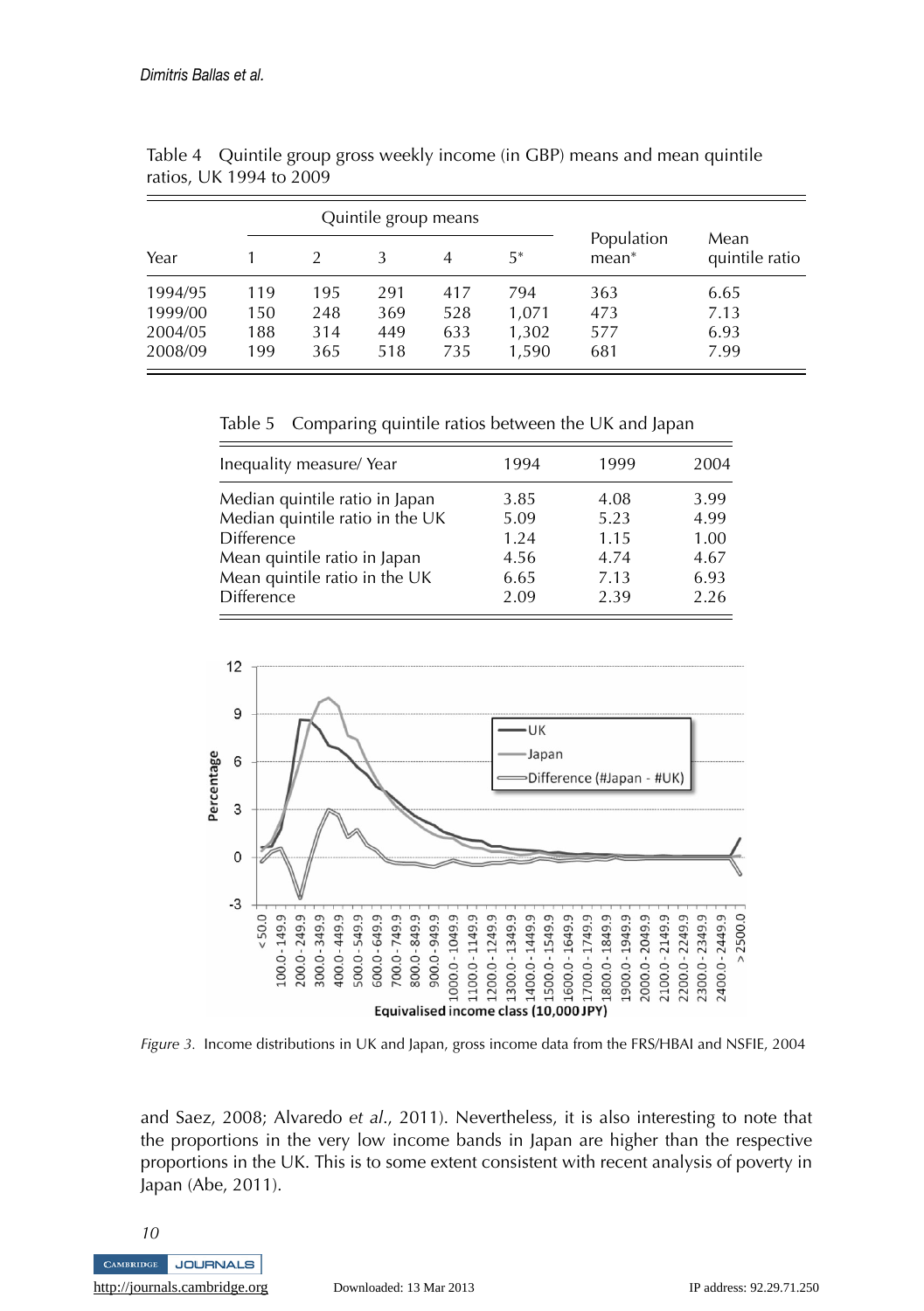Table 4 Quintile group gross weekly income (in GBP) means and mean quintile ratios, UK 1994 to 2009

| Year | Quintile group means | | | | | Population mean* | Mean quintile ratio |
|---|---|---|---|---|---|---|---|
| | 1 | 2 | 3 | 4 | 5* | | |
| 1994/95 | 119 | 195 | 291 | 417 | 794 | 363 | 6.65 |
| 1999/00 | 150 | 248 | 369 | 528 | 1,071 | 473 | 7.13 |
| 2004/05 | 188 | 314 | 449 | 633 | 1,302 | 577 | 6.93 |
| 2008/09 | 199 | 365 | 518 | 735 | 1,590 | 681 | 7.99 |

Table 5 Comparing quintile ratios between the UK and Japan

| Inequality measure/ Year | 1994 | 1999 | 2004 |
|---|---|---|---|
| Median quintile ratio in Japan | 3.85 | 4.08 | 3.99 |
| Median quintile ratio in the UK | 5.09 | 5.23 | 4.99 |
| Difference | 1.24 | 1.15 | 1.00 |
| Mean quintile ratio in Japan | 4.56 | 4.74 | 4.67 |
| Mean quintile ratio in the UK | 6.65 | 7.13 | 6.93 |
| Difference | 2.09 | 2.39 | 2.26 |

*Figure 3.* Income distributions in UK and Japan, gross income data from the FRS/HBAI and NSFIE, 2004

and Saez, 2008; Alvaredo *et al.*, 2011). Nevertheless, it is also interesting to note that the proportions in the very low income bands in Japan are higher than the respective proportions in the UK. This is to some extent consistent with recent analysis of poverty in Japan (Abe, 2011).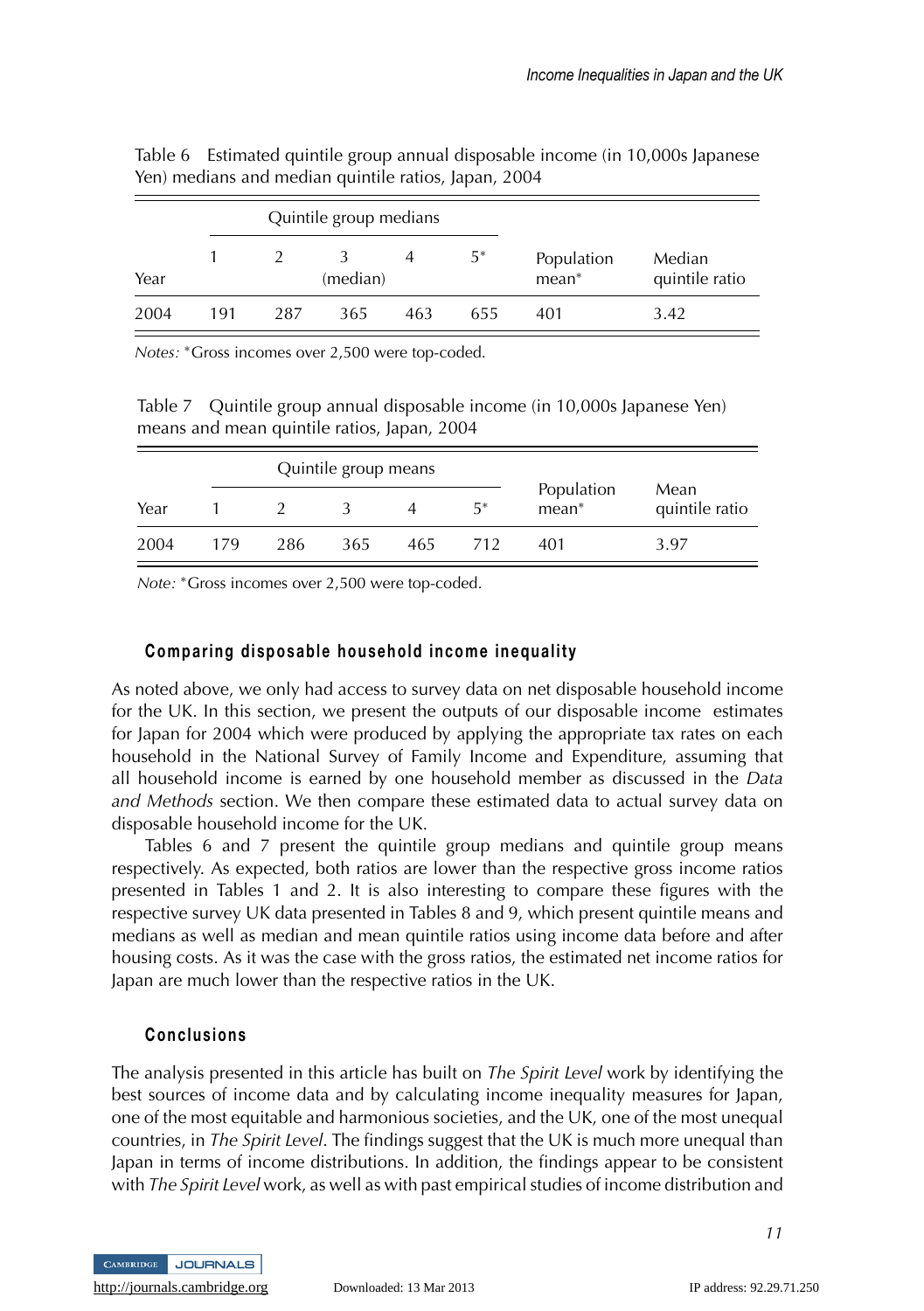Table 6 Estimated quintile group annual disposable income (in 10,000s Japanese Yen) medians and median quintile ratios, Japan, 2004

| | Quintile group medians | | | | | | |
|---|---|---|---|---|---|---|---|
| Year | 1 | 2 | 3 (median) | 4 | 5* | Population mean* | Median quintile ratio |
| 2004 | 191 | 287 | 365 | 463 | 655 | 401 | 3.42 |

*Notes:* *Gross incomes over 2,500 were top-coded.

Table 7 Quintile group annual disposable income (in 10,000s Japanese Yen) means and mean quintile ratios, Japan, 2004

| | Quintile group means | | | | | | |
|---|---|---|---|---|---|---|---|
| Year | 1 | 2 | 3 | 4 | 5* | Population mean* | Mean quintile ratio |
| 2004 | 179 | 286 | 365 | 465 | 712 | 401 | 3.97 |

*Note:* *Gross incomes over 2,500 were top-coded.

## Comparing disposable household income inequality

As noted above, we only had access to survey data on net disposable household income for the UK. In this section, we present the outputs of our disposable income estimates for Japan for 2004 which were produced by applying the appropriate tax rates on each household in the National Survey of Family Income and Expenditure, assuming that all household income is earned by one household member as discussed in the *Data and Methods* section. We then compare these estimated data to actual survey data on disposable household income for the UK.

Tables 6 and 7 present the quintile group medians and quintile group means respectively. As expected, both ratios are lower than the respective gross income ratios presented in Tables 1 and 2. It is also interesting to compare these figures with the respective survey UK data presented in Tables 8 and 9, which present quintile means and medians as well as median and mean quintile ratios using income data before and after housing costs. As it was the case with the gross ratios, the estimated net income ratios for Japan are much lower than the respective ratios in the UK.

## Conclusions

The analysis presented in this article has built on *The Spirit Level* work by identifying the best sources of income data and by calculating income inequality measures for Japan, one of the most equitable and harmonious societies, and the UK, one of the most unequal countries, in *The Spirit Level*. The findings suggest that the UK is much more unequal than Japan in terms of income distributions. In addition, the findings appear to be consistent with *The Spirit Level* work, as well as with past empirical studies of income distribution and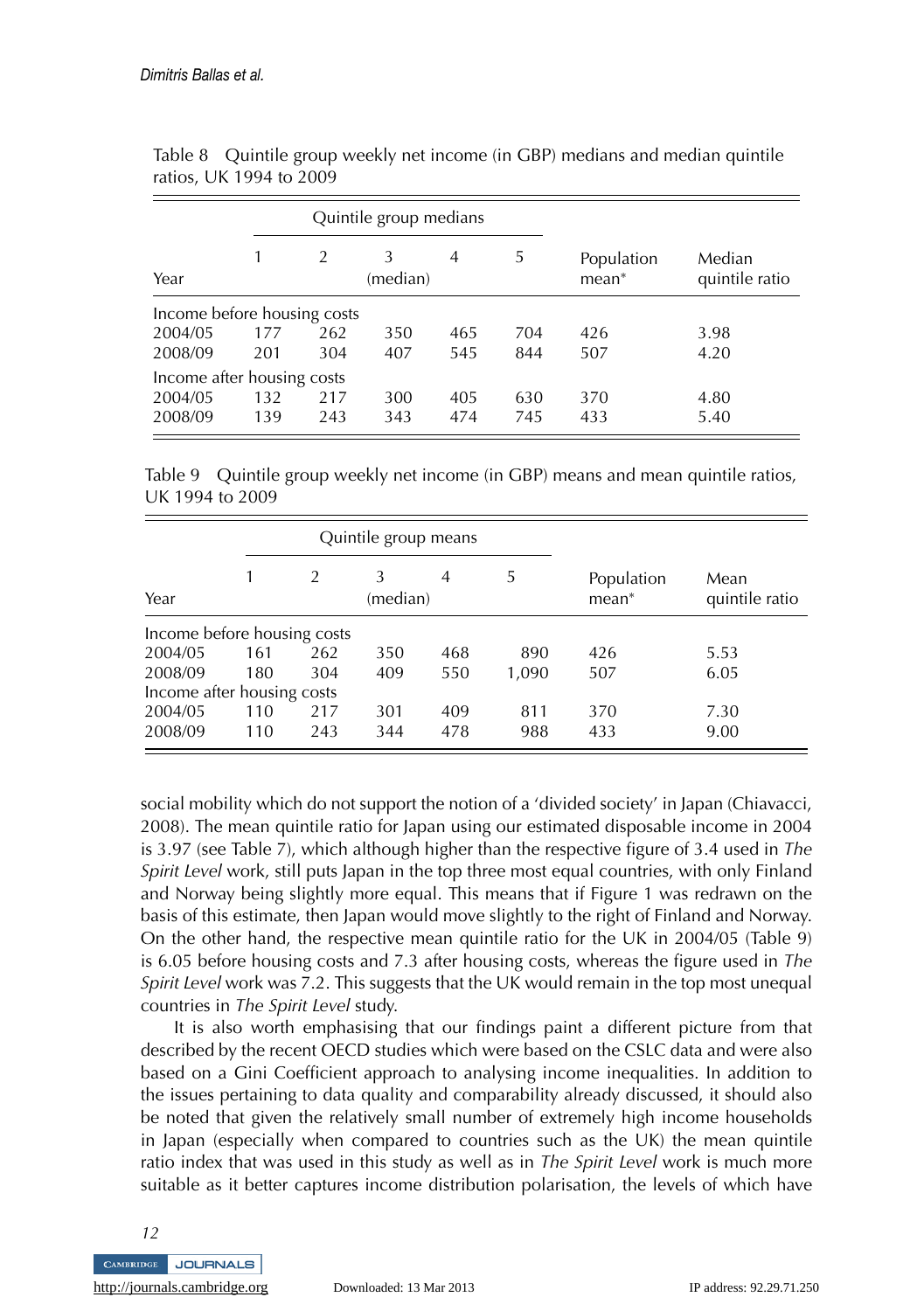Table 8 Quintile group weekly net income (in GBP) medians and median quintile ratios, UK 1994 to 2009

| Year | Quintile group medians | | | | | Population mean* | Median quintile ratio |
|---|---|---|---|---|---|---|---|
| | 1 | 2 | 3 (median) | 4 | 5 | | |
| Income before housing costs | | | | | | | |
| 2004/05 | 177 | 262 | 350 | 465 | 704 | 426 | 3.98 |
| 2008/09 | 201 | 304 | 407 | 545 | 844 | 507 | 4.20 |
| Income after housing costs | | | | | | | |
| 2004/05 | 132 | 217 | 300 | 405 | 630 | 370 | 4.80 |
| 2008/09 | 139 | 243 | 343 | 474 | 745 | 433 | 5.40 |

Table 9 Quintile group weekly net income (in GBP) means and mean quintile ratios, UK 1994 to 2009

| Year | Quintile group means | | | | | Population mean* | Mean quintile ratio |
|---|---|---|---|---|---|---|---|
| | 1 | 2 | 3 (median) | 4 | 5 | | |
| Income before housing costs | | | | | | | |
| 2004/05 | 161 | 262 | 350 | 468 | 890 | 426 | 5.53 |
| 2008/09 | 180 | 304 | 409 | 550 | 1,090 | 507 | 6.05 |
| Income after housing costs | | | | | | | |
| 2004/05 | 110 | 217 | 301 | 409 | 811 | 370 | 7.30 |
| 2008/09 | 110 | 243 | 344 | 478 | 988 | 433 | 9.00 |

social mobility which do not support the notion of a 'divided society' in Japan (Chiavacci, 2008). The mean quintile ratio for Japan using our estimated disposable income in 2004 is 3.97 (see Table 7), which although higher than the respective figure of 3.4 used in *The Spirit Level* work, still puts Japan in the top three most equal countries, with only Finland and Norway being slightly more equal. This means that if Figure 1 was redrawn on the basis of this estimate, then Japan would move slightly to the right of Finland and Norway. On the other hand, the respective mean quintile ratio for the UK in 2004/05 (Table 9) is 6.05 before housing costs and 7.3 after housing costs, whereas the figure used in *The Spirit Level* work was 7.2. This suggests that the UK would remain in the top most unequal countries in *The Spirit Level* study.

It is also worth emphasising that our findings paint a different picture from that described by the recent OECD studies which were based on the CSLC data and were also based on a Gini Coefficient approach to analysing income inequalities. In addition to the issues pertaining to data quality and comparability already discussed, it should also be noted that given the relatively small number of extremely high income households in Japan (especially when compared to countries such as the UK) the mean quintile ratio index that was used in this study as well as in *The Spirit Level* work is much more suitable as it better captures income distribution polarisation, the levels of which have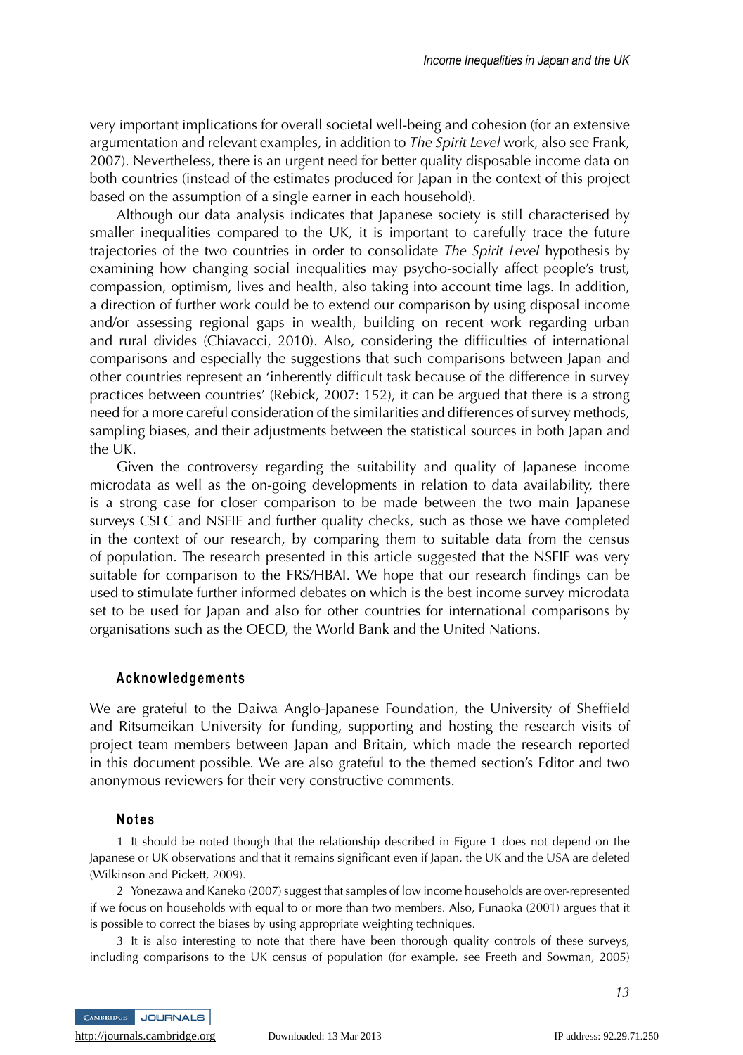very important implications for overall societal well-being and cohesion (for an extensive argumentation and relevant examples, in addition to *The Spirit Level* work, also see Frank, 2007). Nevertheless, there is an urgent need for better quality disposable income data on both countries (instead of the estimates produced for Japan in the context of this project based on the assumption of a single earner in each household).

Although our data analysis indicates that Japanese society is still characterised by smaller inequalities compared to the UK, it is important to carefully trace the future trajectories of the two countries in order to consolidate *The Spirit Level* hypothesis by examining how changing social inequalities may psycho-socially affect people's trust, compassion, optimism, lives and health, also taking into account time lags. In addition, a direction of further work could be to extend our comparison by using disposal income and/or assessing regional gaps in wealth, building on recent work regarding urban and rural divides (Chiavacci, 2010). Also, considering the difficulties of international comparisons and especially the suggestions that such comparisons between Japan and other countries represent an 'inherently difficult task because of the difference in survey practices between countries' (Rebick, 2007: 152), it can be argued that there is a strong need for a more careful consideration of the similarities and differences of survey methods, sampling biases, and their adjustments between the statistical sources in both Japan and the UK.

Given the controversy regarding the suitability and quality of Japanese income microdata as well as the on-going developments in relation to data availability, there is a strong case for closer comparison to be made between the two main Japanese surveys CSLC and NSFIE and further quality checks, such as those we have completed in the context of our research, by comparing them to suitable data from the census of population. The research presented in this article suggested that the NSFIE was very suitable for comparison to the FRS/HBAI. We hope that our research findings can be used to stimulate further informed debates on which is the best income survey microdata set to be used for Japan and also for other countries for international comparisons by organisations such as the OECD, the World Bank and the United Nations.

## Acknowledgements

We are grateful to the Daiwa Anglo-Japanese Foundation, the University of Sheffield and Ritsumeikan University for funding, supporting and hosting the research visits of project team members between Japan and Britain, which made the research reported in this document possible. We are also grateful to the themed section's Editor and two anonymous reviewers for their very constructive comments.

## Notes

1 It should be noted though that the relationship described in Figure 1 does not depend on the Japanese or UK observations and that it remains significant even if Japan, the UK and the USA are deleted (Wilkinson and Pickett, 2009).

2 Yonezawa and Kaneko (2007) suggest that samples of low income households are over-represented if we focus on households with equal to or more than two members. Also, Funaoka (2001) argues that it is possible to correct the biases by using appropriate weighting techniques.

3 It is also interesting to note that there have been thorough quality controls of these surveys, including comparisons to the UK census of population (for example, see Freeth and Sowman, 2005)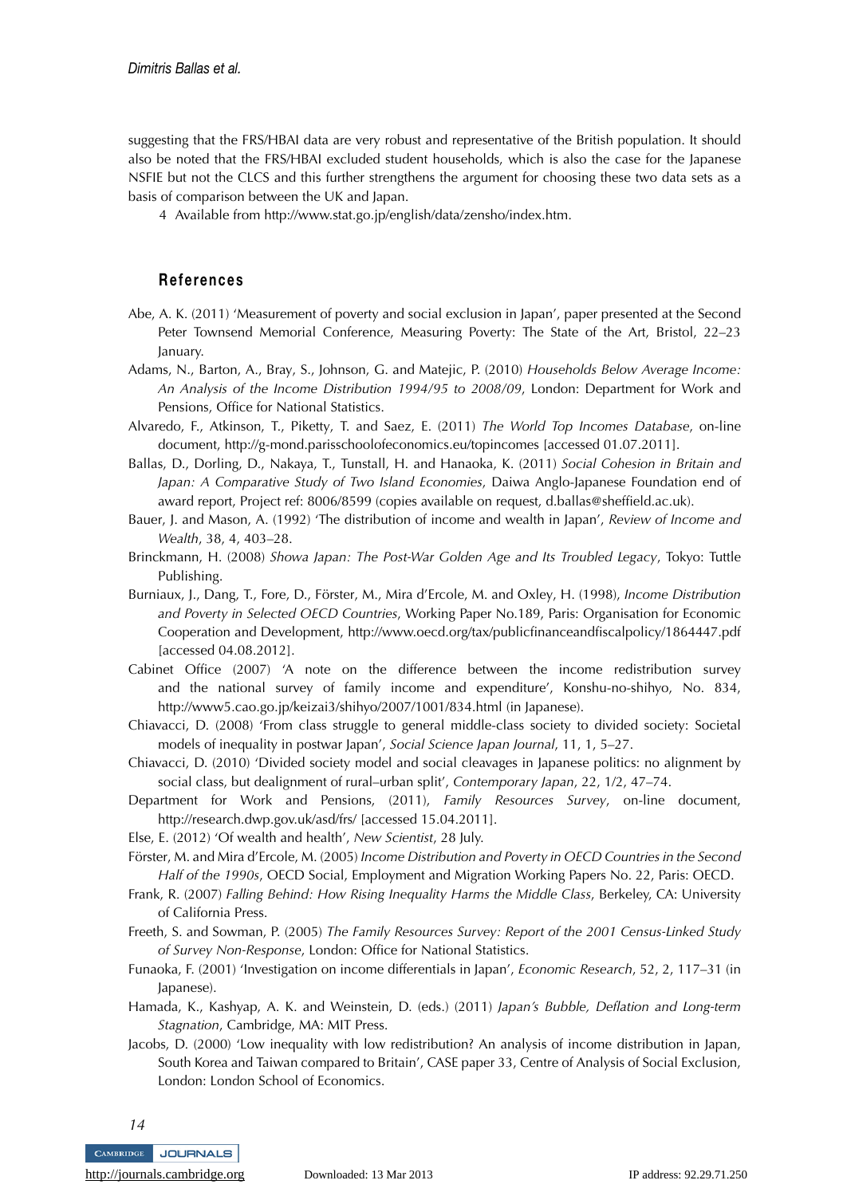suggesting that the FRS/HBAI data are very robust and representative of the British population. It should also be noted that the FRS/HBAI excluded student households, which is also the case for the Japanese NSFIE but not the CLCS and this further strengthens the argument for choosing these two data sets as a basis of comparison between the UK and Japan.

4 Available from http://www.stat.go.jp/english/data/zensho/index.htm.

## References

Abe, A. K. (2011) 'Measurement of poverty and social exclusion in Japan', paper presented at the Second Peter Townsend Memorial Conference, Measuring Poverty: The State of the Art, Bristol, 22–23 January.

Adams, N., Barton, A., Bray, S., Johnson, G. and Matejic, P. (2010) *Households Below Average Income: An Analysis of the Income Distribution 1994/95 to 2008/09*, London: Department for Work and Pensions, Office for National Statistics.

Alvaredo, F., Atkinson, T., Piketty, T. and Saez, E. (2011) *The World Top Incomes Database*, on-line document, http://g-mond.parisschoolofeconomics.eu/topincomes [accessed 01.07.2011].

Ballas, D., Dorling, D., Nakaya, T., Tunstall, H. and Hanaoka, K. (2011) *Social Cohesion in Britain and Japan: A Comparative Study of Two Island Economies*, Daiwa Anglo-Japanese Foundation end of award report, Project ref: 8006/8599 (copies available on request, d.ballas@sheffield.ac.uk).

Bauer, J. and Mason, A. (1992) 'The distribution of income and wealth in Japan', *Review of Income and Wealth*, 38, 4, 403–28.

Brinckmann, H. (2008) *Showa Japan: The Post-War Golden Age and Its Troubled Legacy*, Tokyo: Tuttle Publishing.

Burniaux, J., Dang, T., Fore, D., Förster, M., Mira d'Ercole, M. and Oxley, H. (1998), *Income Distribution and Poverty in Selected OECD Countries*, Working Paper No.189, Paris: Organisation for Economic Cooperation and Development, http://www.oecd.org/tax/publicfinanceandfiscalpolicy/1864447.pdf [accessed 04.08.2012].

Cabinet Office (2007) 'A note on the difference between the income redistribution survey and the national survey of family income and expenditure', Konshu-no-shihyo, No. 834, http://www5.cao.go.jp/keizai3/shihyo/2007/1001/834.html (in Japanese).

Chiavacci, D. (2008) 'From class struggle to general middle-class society to divided society: Societal models of inequality in postwar Japan', *Social Science Japan Journal*, 11, 1, 5–27.

Chiavacci, D. (2010) 'Divided society model and social cleavages in Japanese politics: no alignment by social class, but dealignment of rural–urban split', *Contemporary Japan*, 22, 1/2, 47–74.

Department for Work and Pensions, (2011), *Family Resources Survey*, on-line document, http://research.dwp.gov.uk/asd/frs/ [accessed 15.04.2011].

Else, E. (2012) 'Of wealth and health', *New Scientist*, 28 July.

Förster, M. and Mira d'Ercole, M. (2005) *Income Distribution and Poverty in OECD Countries in the Second Half of the 1990s*, OECD Social, Employment and Migration Working Papers No. 22, Paris: OECD.

Frank, R. (2007) *Falling Behind: How Rising Inequality Harms the Middle Class*, Berkeley, CA: University of California Press.

Freeth, S. and Sowman, P. (2005) *The Family Resources Survey: Report of the 2001 Census-Linked Study of Survey Non-Response*, London: Office for National Statistics.

Funaoka, F. (2001) 'Investigation on income differentials in Japan', *Economic Research*, 52, 2, 117–31 (in Japanese).

Hamada, K., Kashyap, A. K. and Weinstein, D. (eds.) (2011) *Japan's Bubble, Deflation and Long-term Stagnation*, Cambridge, MA: MIT Press.

Jacobs, D. (2000) 'Low inequality with low redistribution? An analysis of income distribution in Japan, South Korea and Taiwan compared to Britain', CASE paper 33, Centre of Analysis of Social Exclusion, London: London School of Economics.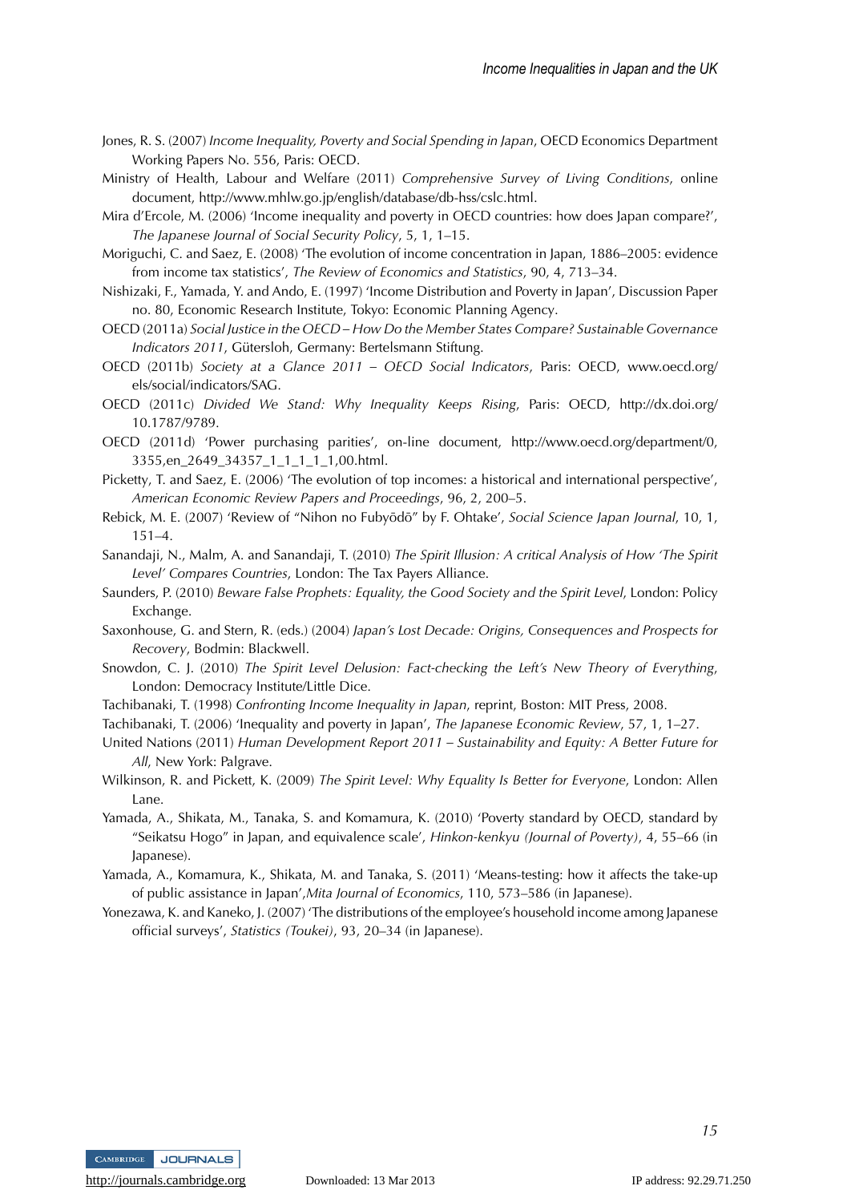Jones, R. S. (2007) *Income Inequality, Poverty and Social Spending in Japan*, OECD Economics Department Working Papers No. 556, Paris: OECD.

Ministry of Health, Labour and Welfare (2011) *Comprehensive Survey of Living Conditions*, online document, http://www.mhlw.go.jp/english/database/db-hss/cslc.html.

Mira d'Ercole, M. (2006) 'Income inequality and poverty in OECD countries: how does Japan compare?', *The Japanese Journal of Social Security Policy*, 5, 1, 1–15.

Moriguchi, C. and Saez, E. (2008) 'The evolution of income concentration in Japan, 1886–2005: evidence from income tax statistics', *The Review of Economics and Statistics*, 90, 4, 713–34.

Nishizaki, F., Yamada, Y. and Ando, E. (1997) 'Income Distribution and Poverty in Japan', Discussion Paper no. 80, Economic Research Institute, Tokyo: Economic Planning Agency.

OECD (2011a) *Social Justice in the OECD – How Do the Member States Compare? Sustainable Governance Indicators 2011*, Gütersloh, Germany: Bertelsmann Stiftung.

OECD (2011b) *Society at a Glance 2011 – OECD Social Indicators*, Paris: OECD, www.oecd.org/els/social/indicators/SAG.

OECD (2011c) *Divided We Stand: Why Inequality Keeps Rising*, Paris: OECD, http://dx.doi.org/10.1787/9789.

OECD (2011d) 'Power purchasing parities', on-line document, http://www.oecd.org/department/0,3355,en_2649_34357_1_1_1_1_1,00.html.

Picketty, T. and Saez, E. (2006) 'The evolution of top incomes: a historical and international perspective', *American Economic Review Papers and Proceedings*, 96, 2, 200–5.

Rebick, M. E. (2007) 'Review of "Nihon no Fubyōdō" by F. Ohtake', *Social Science Japan Journal*, 10, 1, 151–4.

Sanandaji, N., Malm, A. and Sanandaji, T. (2010) *The Spirit Illusion: A critical Analysis of How 'The Spirit Level' Compares Countries*, London: The Tax Payers Alliance.

Saunders, P. (2010) *Beware False Prophets: Equality, the Good Society and the Spirit Level*, London: Policy Exchange.

Saxonhouse, G. and Stern, R. (eds.) (2004) *Japan's Lost Decade: Origins, Consequences and Prospects for Recovery*, Bodmin: Blackwell.

Snowdon, C. J. (2010) *The Spirit Level Delusion: Fact-checking the Left's New Theory of Everything*, London: Democracy Institute/Little Dice.

Tachibanaki, T. (1998) *Confronting Income Inequality in Japan*, reprint, Boston: MIT Press, 2008.

Tachibanaki, T. (2006) 'Inequality and poverty in Japan', *The Japanese Economic Review*, 57, 1, 1–27.

United Nations (2011) *Human Development Report 2011 – Sustainability and Equity: A Better Future for All*, New York: Palgrave.

Wilkinson, R. and Pickett, K. (2009) *The Spirit Level: Why Equality Is Better for Everyone*, London: Allen Lane.

Yamada, A., Shikata, M., Tanaka, S. and Komamura, K. (2010) 'Poverty standard by OECD, standard by "Seikatsu Hogo" in Japan, and equivalence scale', *Hinkon-kenkyu (Journal of Poverty)*, 4, 55–66 (in Japanese).

Yamada, A., Komamura, K., Shikata, M. and Tanaka, S. (2011) 'Means-testing: how it affects the take-up of public assistance in Japan',*Mita Journal of Economics*, 110, 573–586 (in Japanese).

Yonezawa, K. and Kaneko, J. (2007) 'The distributions of the employee's household income among Japanese official surveys', *Statistics (Toukei)*, 93, 20–34 (in Japanese).